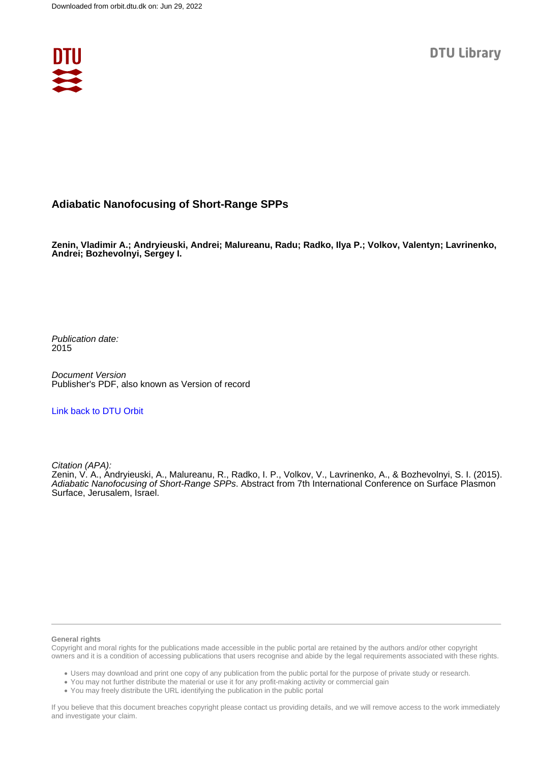Downloaded from orbit.dtu.dk on: Jun 29, 2022

DTU Library

# Adiabatic Nanofocusing of Short-Range SPPs

**Zenin, Vladimir A.; Andryieuski, Andrei; Malureanu, Radu; Radko, Ilya P.; Volkov, Valentyn; Lavrinenko, Andrei; Bozhevolnyi, Sergey I.**

*Publication date:*
2015

*Document Version*
Publisher's PDF, also known as Version of record

Link back to DTU Orbit

*Citation (APA):*
Zenin, V. A., Andryieuski, A., Malureanu, R., Radko, I. P., Volkov, V., Lavrinenko, A., & Bozhevolnyi, S. I. (2015). *Adiabatic Nanofocusing of Short-Range SPPs*. Abstract from 7th International Conference on Surface Plasmon Surface, Jerusalem, Israel.

**General rights**

Copyright and moral rights for the publications made accessible in the public portal are retained by the authors and/or other copyright owners and it is a condition of accessing publications that users recognise and abide by the legal requirements associated with these rights.

- Users may download and print one copy of any publication from the public portal for the purpose of private study or research.
- You may not further distribute the material or use it for any profit-making activity or commercial gain
- You may freely distribute the URL identifying the publication in the public portal

If you believe that this document breaches copyright please contact us providing details, and we will remove access to the work immediately and investigate your claim.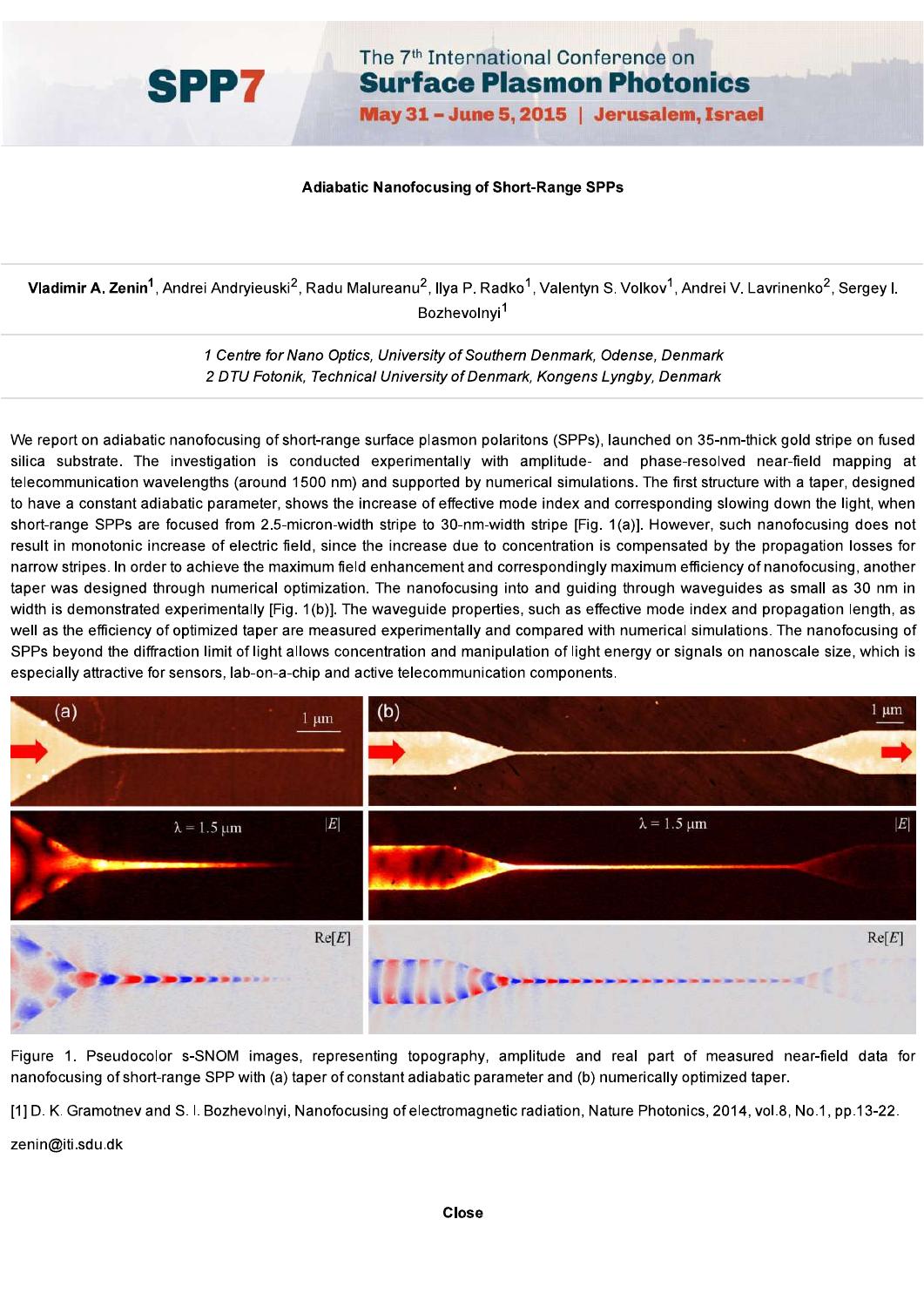The 7th International Conference on
**Surface Plasmon Photonics**
**May 31 – June 5, 2015 | Jerusalem, Israel**

# Adiabatic Nanofocusing of Short-Range SPPs

**Vladimir A. Zenin**[1], Andrei Andryieuski[2], Radu Malureanu[2], Ilya P. Radko[1], Valentyn S. Volkov[1], Andrei V. Lavrinenko[2], Sergey I. Bozhevolnyi[1]

*1 Centre for Nano Optics, University of Southern Denmark, Odense, Denmark*
*2 DTU Fotonik, Technical University of Denmark, Kongens Lyngby, Denmark*

We report on adiabatic nanofocusing of short-range surface plasmon polaritons (SPPs), launched on 35-nm-thick gold stripe on fused silica substrate. The investigation is conducted experimentally with amplitude- and phase-resolved near-field mapping at telecommunication wavelengths (around 1500 nm) and supported by numerical simulations. The first structure with a taper, designed to have a constant adiabatic parameter, shows the increase of effective mode index and corresponding slowing down the light, when short-range SPPs are focused from 2.5-micron-width stripe to 30-nm-width stripe [Fig. 1(a)]. However, such nanofocusing does not result in monotonic increase of electric field, since the increase due to concentration is compensated by the propagation losses for narrow stripes. In order to achieve the maximum field enhancement and correspondingly maximum efficiency of nanofocusing, another taper was designed through numerical optimization. The nanofocusing into and guiding through waveguides as small as 30 nm in width is demonstrated experimentally [Fig. 1(b)]. The waveguide properties, such as effective mode index and propagation length, as well as the efficiency of optimized taper are measured experimentally and compared with numerical simulations. The nanofocusing of SPPs beyond the diffraction limit of light allows concentration and manipulation of light energy or signals on nanoscale size, which is especially attractive for sensors, lab-on-a-chip and active telecommunication components.

(a)
1 μm
λ = 1.5 μm
|E|
Re[E]

(b)
1 μm
λ = 1.5 μm
|E|
Re[E]

Figure 1. Pseudocolor s-SNOM images, representing topography, amplitude and real part of measured near-field data for nanofocusing of short-range SPP with (a) taper of constant adiabatic parameter and (b) numerically optimized taper.

[1] D. K. Gramotnev and S. I. Bozhevolnyi, Nanofocusing of electromagnetic radiation, Nature Photonics, 2014, vol.8, No.1, pp.13-22.

zenin@iti.sdu.dk